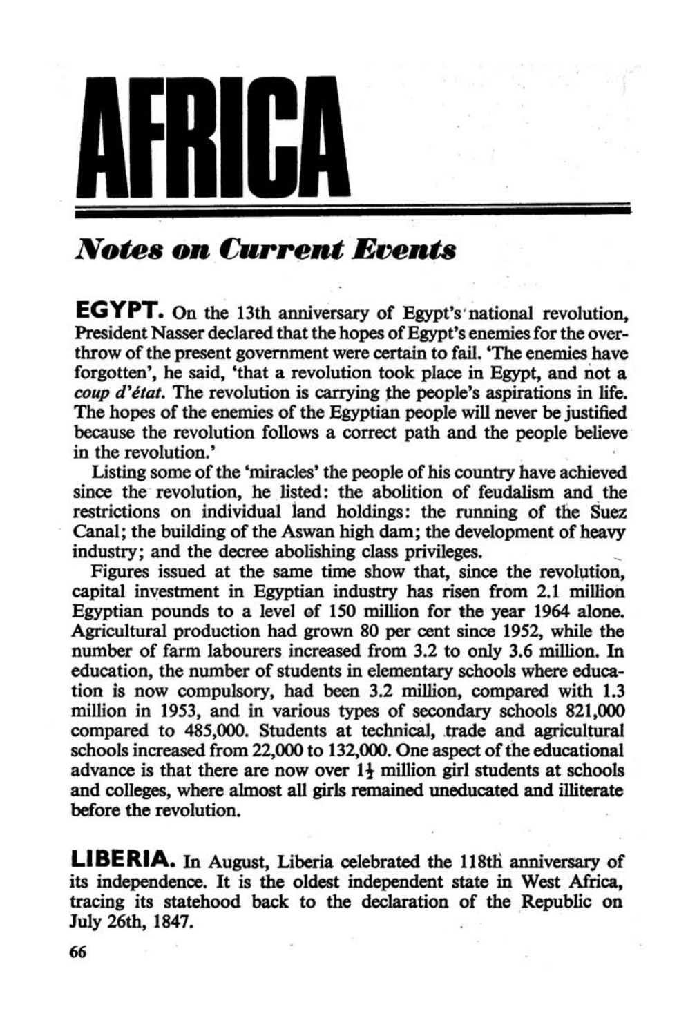# AFRICA

## *Notes on Current Events*

**EGYPT.** On the 13th anniversary of Egypt's national revolution, President Nasser declared that the hopes of Egypt's enemies for the overthrow of the present government were certain to fail. 'The enemies have forgotten', he said, 'that a revolution took place in Egypt, and not a *coup d'état*. The revolution is carrying the people's aspirations in life. The hopes of the enemies of the Egyptian people will never be justified because the revolution follows a correct path and the people believe in the revolution.'

Listing some of the 'miracles' the people of his country have achieved since the revolution, he listed: the abolition of feudalism and the restrictions on individual land holdings: the running of the Suez Canal; the building of the Aswan high dam; the development of heavy industry; and the decree abolishing class privileges.

Figures issued at the same time show that, since the revolution, capital investment in Egyptian industry has risen from 2.1 million Egyptian pounds to a level of 150 million for the year 1964 alone. Agricultural production had grown 80 per cent since 1952, while the number of farm labourers increased from 3.2 to only 3.6 million. In education, the number of students in elementary schools where education is now compulsory, had been 3.2 million, compared with 1.3 million in 1953, and in various types of secondary schools 821,000 compared to 485,000. Students at technical, trade and agricultural schools increased from 22,000 to 132,000. One aspect of the educational advance is that there are now over 1½ million girl students at schools and colleges, where almost all girls remained uneducated and illiterate before the revolution.

**LIBERIA.** In August, Liberia celebrated the 118th anniversary of its independence. It is the oldest independent state in West Africa, tracing its statehood back to the declaration of the Republic on July 26th, 1847.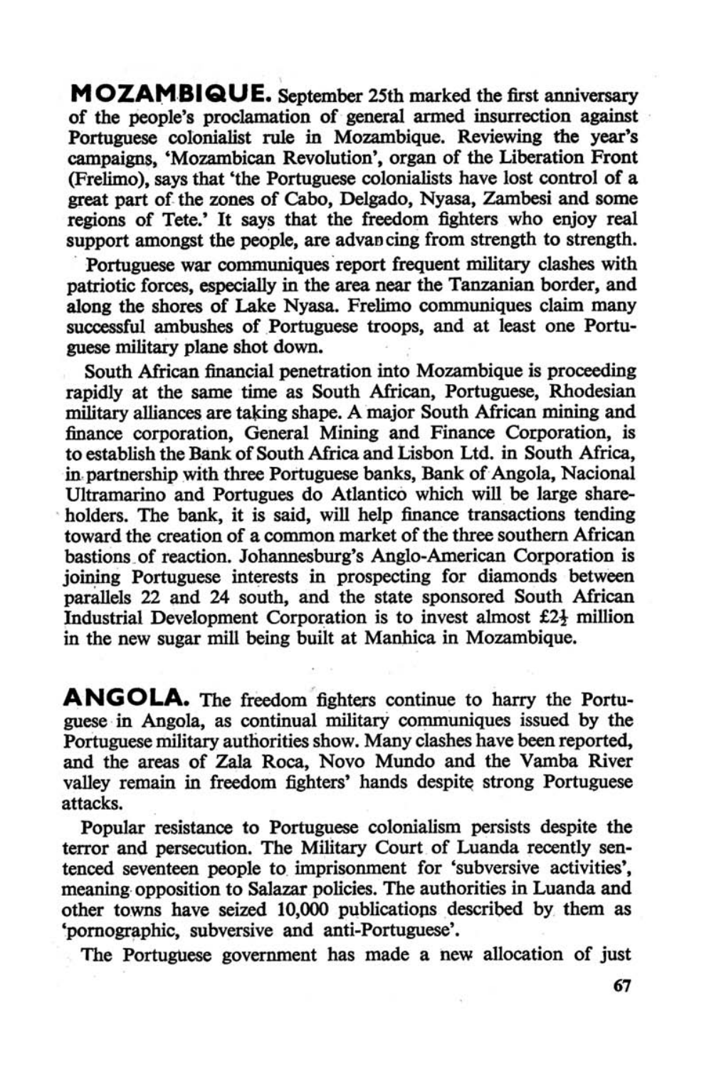**MOZAMBIQUE.** September 25th marked the first anniversary of the people's proclamation of general armed insurrection against Portuguese colonialist rule in Mozambique. Reviewing the year's campaigns, 'Mozambican Revolution', organ of the Liberation Front (Frelimo), says that 'the Portuguese colonialists have lost control of a great part of the zones of Cabo, Delgado, Nyasa, Zambesi and some regions of Tete.' It says that the freedom fighters who enjoy real support amongst the people, are advancing from strength to strength.

Portuguese war communiques report frequent military clashes with patriotic forces, especially in the area near the Tanzanian border, and along the shores of Lake Nyasa. Frelimo communiques claim many successful ambushes of Portuguese troops, and at least one Portuguese military plane shot down.

South African financial penetration into Mozambique is proceeding rapidly at the same time as South African, Portuguese, Rhodesian military alliances are taking shape. A major South African mining and finance corporation, General Mining and Finance Corporation, is to establish the Bank of South Africa and Lisbon Ltd. in South Africa, in partnership with three Portuguese banks, Bank of Angola, Nacional Ultramarino and Portugues do Atlantico which will be large shareholders. The bank, it is said, will help finance transactions tending toward the creation of a common market of the three southern African bastions of reaction. Johannesburg's Anglo-American Corporation is joining Portuguese interests in prospecting for diamonds between parallels 22 and 24 south, and the state sponsored South African Industrial Development Corporation is to invest almost £2½ million in the new sugar mill being built at Manhica in Mozambique.

**ANGOLA.** The freedom fighters continue to harry the Portuguese in Angola, as continual military communiques issued by the Portuguese military authorities show. Many clashes have been reported, and the areas of Zala Roca, Novo Mundo and the Vamba River valley remain in freedom fighters' hands despite strong Portuguese attacks.

Popular resistance to Portuguese colonialism persists despite the terror and persecution. The Military Court of Luanda recently sentenced seventeen people to imprisonment for 'subversive activities', meaning opposition to Salazar policies. The authorities in Luanda and other towns have seized 10,000 publications described by them as 'pornographic, subversive and anti-Portuguese'.

The Portuguese government has made a new allocation of just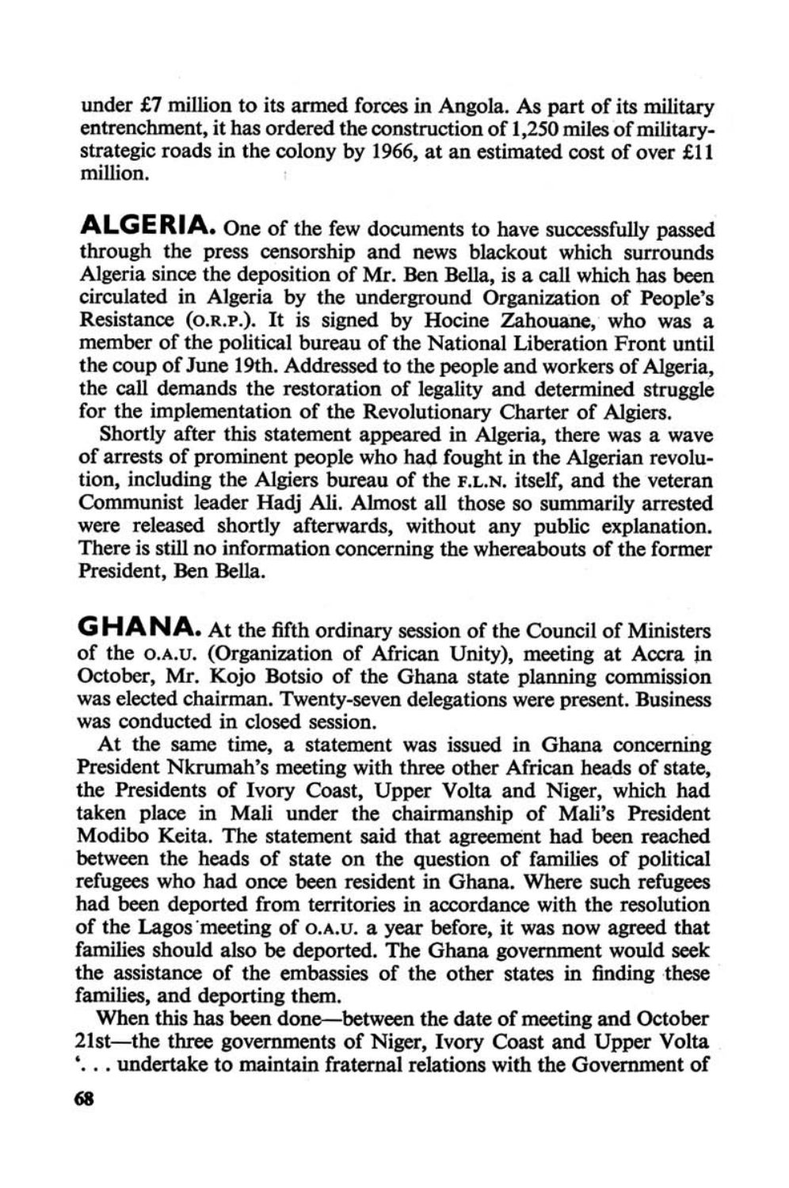under £7 million to its armed forces in Angola. As part of its military entrenchment, it has ordered the construction of 1,250 miles of military-strategic roads in the colony by 1966, at an estimated cost of over £11 million.

**ALGERIA.** One of the few documents to have successfully passed through the press censorship and news blackout which surrounds Algeria since the deposition of Mr. Ben Bella, is a call which has been circulated in Algeria by the underground Organization of People's Resistance (O.R.P.). It is signed by Hocine Zahouane, who was a member of the political bureau of the National Liberation Front until the coup of June 19th. Addressed to the people and workers of Algeria, the call demands the restoration of legality and determined struggle for the implementation of the Revolutionary Charter of Algiers.

Shortly after this statement appeared in Algeria, there was a wave of arrests of prominent people who had fought in the Algerian revolution, including the Algiers bureau of the F.L.N. itself, and the veteran Communist leader Hadj Ali. Almost all those so summarily arrested were released shortly afterwards, without any public explanation. There is still no information concerning the whereabouts of the former President, Ben Bella.

**GHANA.** At the fifth ordinary session of the Council of Ministers of the O.A.U. (Organization of African Unity), meeting at Accra in October, Mr. Kojo Botsio of the Ghana state planning commission was elected chairman. Twenty-seven delegations were present. Business was conducted in closed session.

At the same time, a statement was issued in Ghana concerning President Nkrumah's meeting with three other African heads of state, the Presidents of Ivory Coast, Upper Volta and Niger, which had taken place in Mali under the chairmanship of Mali's President Modibo Keita. The statement said that agreement had been reached between the heads of state on the question of families of political refugees who had once been resident in Ghana. Where such refugees had been deported from territories in accordance with the resolution of the Lagos meeting of O.A.U. a year before, it was now agreed that families should also be deported. The Ghana government would seek the assistance of the embassies of the other states in finding these families, and deporting them.

When this has been done—between the date of meeting and October 21st—the three governments of Niger, Ivory Coast and Upper Volta '. . . undertake to maintain fraternal relations with the Government of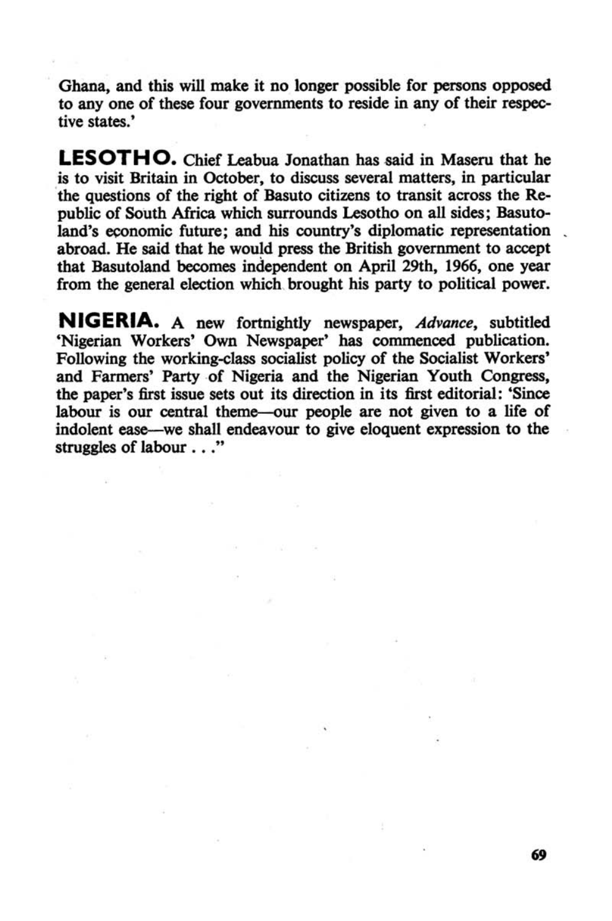Ghana, and this will make it no longer possible for persons opposed to any one of these four governments to reside in any of their respective states.'

**LESOTHO.** Chief Leabua Jonathan has said in Maseru that he is to visit Britain in October, to discuss several matters, in particular the questions of the right of Basuto citizens to transit across the Republic of South Africa which surrounds Lesotho on all sides; Basutoland's economic future; and his country's diplomatic representation abroad. He said that he would press the British government to accept that Basutoland becomes independent on April 29th, 1966, one year from the general election which brought his party to political power.

**NIGERIA.** A new fortnightly newspaper, *Advance*, subtitled 'Nigerian Workers' Own Newspaper' has commenced publication. Following the working-class socialist policy of the Socialist Workers' and Farmers' Party of Nigeria and the Nigerian Youth Congress, the paper's first issue sets out its direction in its first editorial: 'Since labour is our central theme—our people are not given to a life of indolent ease—we shall endeavour to give eloquent expression to the struggles of labour . . ."